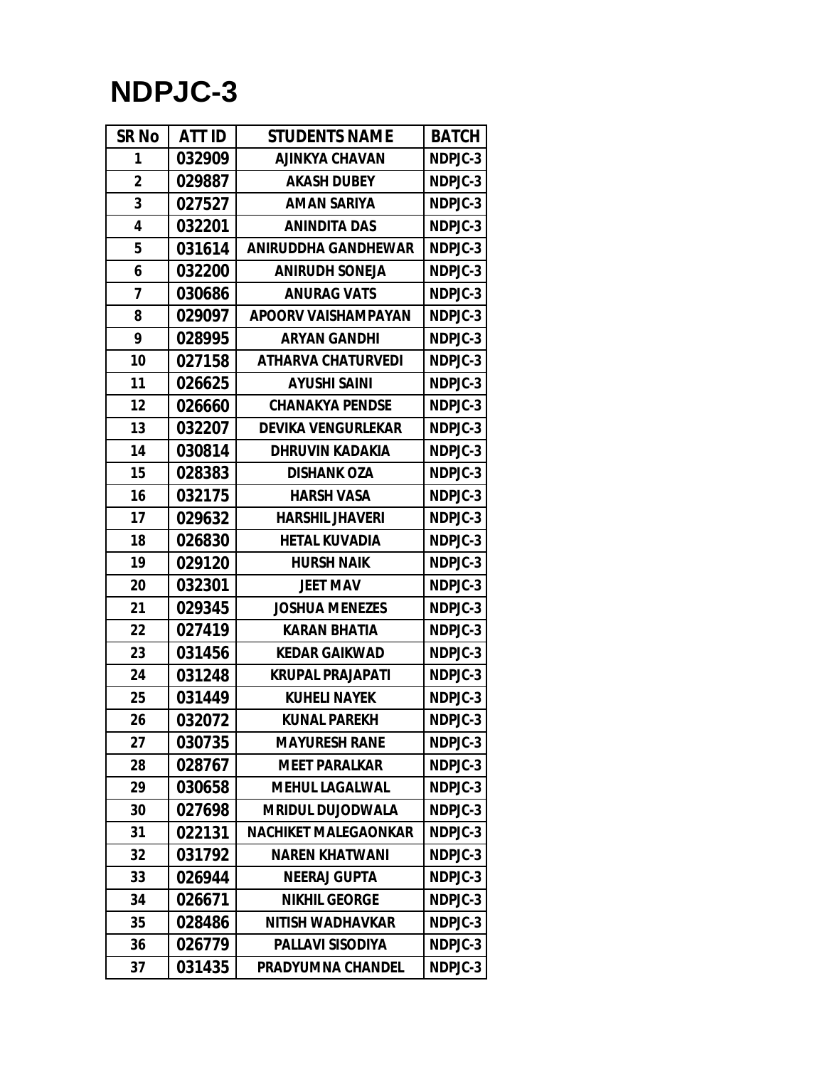# NDPJC-3

| SR No | ATT ID | STUDENTS NAME | BATCH |
|---|---|---|---|
| 1 | 032909 | AJINKYA CHAVAN | NDPJC-3 |
| 2 | 029887 | AKASH DUBEY | NDPJC-3 |
| 3 | 027527 | AMAN SARIYA | NDPJC-3 |
| 4 | 032201 | ANINDITA DAS | NDPJC-3 |
| 5 | 031614 | ANIRUDDHA GANDHEWAR | NDPJC-3 |
| 6 | 032200 | ANIRUDH SONEJA | NDPJC-3 |
| 7 | 030686 | ANURAG VATS | NDPJC-3 |
| 8 | 029097 | APOORV VAISHAMPAYAN | NDPJC-3 |
| 9 | 028995 | ARYAN GANDHI | NDPJC-3 |
| 10 | 027158 | ATHARVA CHATURVEDI | NDPJC-3 |
| 11 | 026625 | AYUSHI SAINI | NDPJC-3 |
| 12 | 026660 | CHANAKYA PENDSE | NDPJC-3 |
| 13 | 032207 | DEVIKA VENGURLEKAR | NDPJC-3 |
| 14 | 030814 | DHRUVIN KADAKIA | NDPJC-3 |
| 15 | 028383 | DISHANK OZA | NDPJC-3 |
| 16 | 032175 | HARSH VASA | NDPJC-3 |
| 17 | 029632 | HARSHIL JHAVERI | NDPJC-3 |
| 18 | 026830 | HETAL KUVADIA | NDPJC-3 |
| 19 | 029120 | HURSH NAIK | NDPJC-3 |
| 20 | 032301 | JEET MAV | NDPJC-3 |
| 21 | 029345 | JOSHUA MENEZES | NDPJC-3 |
| 22 | 027419 | KARAN BHATIA | NDPJC-3 |
| 23 | 031456 | KEDAR GAIKWAD | NDPJC-3 |
| 24 | 031248 | KRUPAL PRAJAPATI | NDPJC-3 |
| 25 | 031449 | KUHELI NAYEK | NDPJC-3 |
| 26 | 032072 | KUNAL PAREKH | NDPJC-3 |
| 27 | 030735 | MAYURESH RANE | NDPJC-3 |
| 28 | 028767 | MEET PARALKAR | NDPJC-3 |
| 29 | 030658 | MEHUL LAGALWAL | NDPJC-3 |
| 30 | 027698 | MRIDUL DUJODWALA | NDPJC-3 |
| 31 | 022131 | NACHIKET MALEGAONKAR | NDPJC-3 |
| 32 | 031792 | NAREN KHATWANI | NDPJC-3 |
| 33 | 026944 | NEERAJ GUPTA | NDPJC-3 |
| 34 | 026671 | NIKHIL GEORGE | NDPJC-3 |
| 35 | 028486 | NITISH WADHAVKAR | NDPJC-3 |
| 36 | 026779 | PALLAVI SISODIYA | NDPJC-3 |
| 37 | 031435 | PRADYUMNA CHANDEL | NDPJC-3 |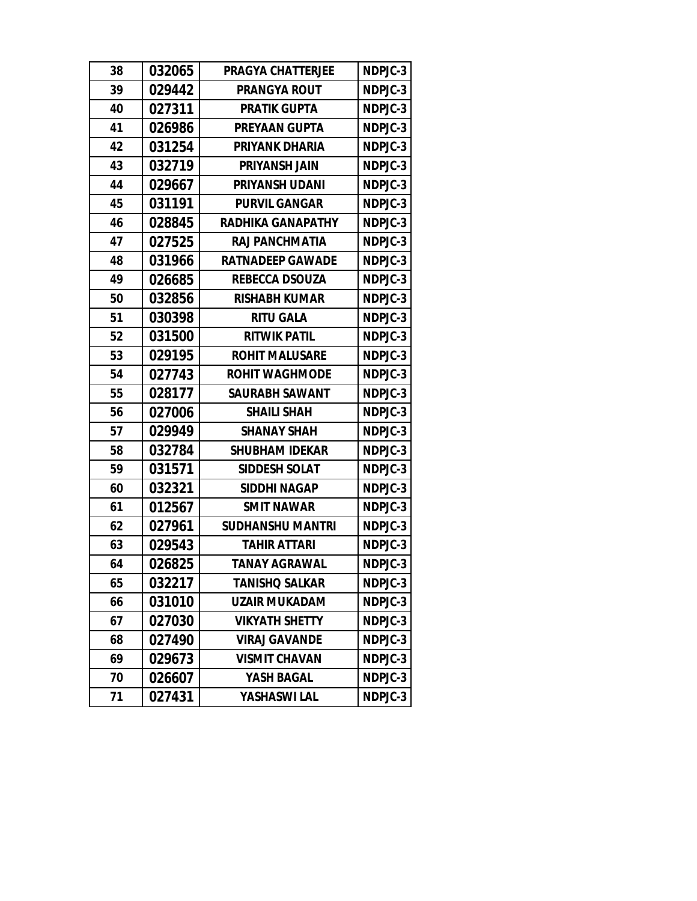| | | | |
|---|---|---|---|
| 38 | 032065 | PRAGYA CHATTERJEE | NDPJC-3 |
| 39 | 029442 | PRANGYA ROUT | NDPJC-3 |
| 40 | 027311 | PRATIK GUPTA | NDPJC-3 |
| 41 | 026986 | PREYAAN GUPTA | NDPJC-3 |
| 42 | 031254 | PRIYANK DHARIA | NDPJC-3 |
| 43 | 032719 | PRIYANSH JAIN | NDPJC-3 |
| 44 | 029667 | PRIYANSH UDANI | NDPJC-3 |
| 45 | 031191 | PURVIL GANGAR | NDPJC-3 |
| 46 | 028845 | RADHIKA GANAPATHY | NDPJC-3 |
| 47 | 027525 | RAJ PANCHMATIA | NDPJC-3 |
| 48 | 031966 | RATNADEEP GAWADE | NDPJC-3 |
| 49 | 026685 | REBECCA DSOUZA | NDPJC-3 |
| 50 | 032856 | RISHABH KUMAR | NDPJC-3 |
| 51 | 030398 | RITU GALA | NDPJC-3 |
| 52 | 031500 | RITWIK PATIL | NDPJC-3 |
| 53 | 029195 | ROHIT MALUSARE | NDPJC-3 |
| 54 | 027743 | ROHIT WAGHMODE | NDPJC-3 |
| 55 | 028177 | SAURABH SAWANT | NDPJC-3 |
| 56 | 027006 | SHAILI SHAH | NDPJC-3 |
| 57 | 029949 | SHANAY SHAH | NDPJC-3 |
| 58 | 032784 | SHUBHAM IDEKAR | NDPJC-3 |
| 59 | 031571 | SIDDESH SOLAT | NDPJC-3 |
| 60 | 032321 | SIDDHI NAGAP | NDPJC-3 |
| 61 | 012567 | SMIT NAWAR | NDPJC-3 |
| 62 | 027961 | SUDHANSHU MANTRI | NDPJC-3 |
| 63 | 029543 | TAHIR ATTARI | NDPJC-3 |
| 64 | 026825 | TANAY AGRAWAL | NDPJC-3 |
| 65 | 032217 | TANISHQ SALKAR | NDPJC-3 |
| 66 | 031010 | UZAIR MUKADAM | NDPJC-3 |
| 67 | 027030 | VIKYATH SHETTY | NDPJC-3 |
| 68 | 027490 | VIRAJ GAVANDE | NDPJC-3 |
| 69 | 029673 | VISMIT CHAVAN | NDPJC-3 |
| 70 | 026607 | YASH BAGAL | NDPJC-3 |
| 71 | 027431 | YASHASWI LAL | NDPJC-3 |